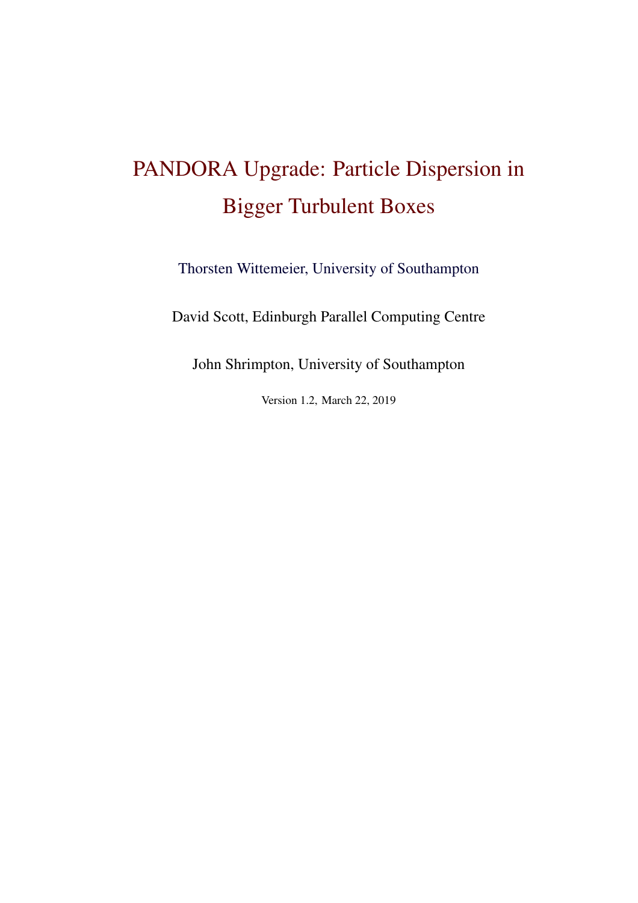# PANDORA Upgrade: Particle Dispersion in Bigger Turbulent Boxes

Thorsten Wittemeier, University of Southampton

David Scott, Edinburgh Parallel Computing Centre

John Shrimpton, University of Southampton

Version 1.2, March 22, 2019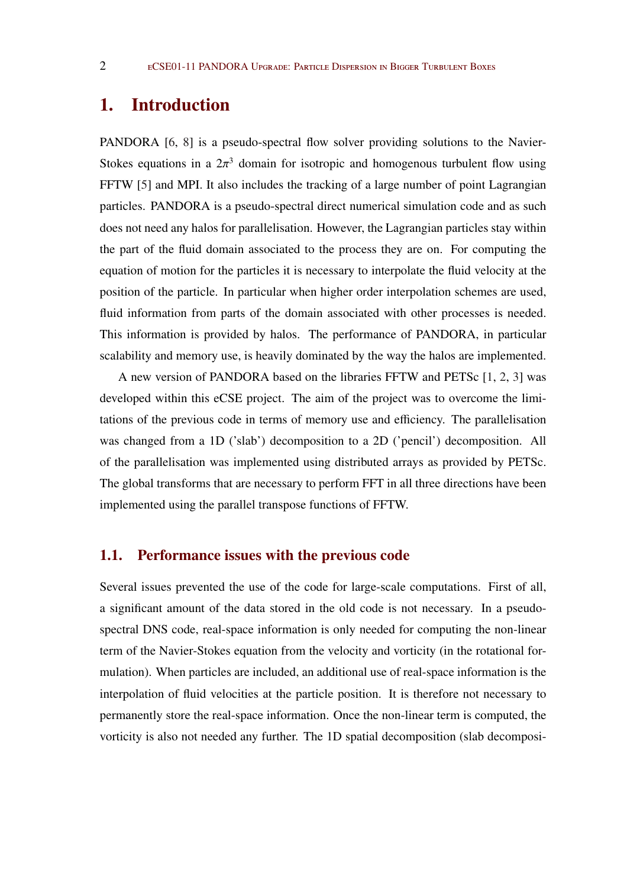// Transcription of the page
# 1. Introduction

PANDORA [6, 8] is a pseudo-spectral flow solver providing solutions to the Navier-Stokes equations in a $2\pi^3$ domain for isotropic and homogenous turbulent flow using FFTW [5] and MPI. It also includes the tracking of a large number of point Lagrangian particles. PANDORA is a pseudo-spectral direct numerical simulation code and as such does not need any halos for parallelisation. However, the Lagrangian particles stay within the part of the fluid domain associated to the process they are on. For computing the equation of motion for the particles it is necessary to interpolate the fluid velocity at the position of the particle. In particular when higher order interpolation schemes are used, fluid information from parts of the domain associated with other processes is needed. This information is provided by halos. The performance of PANDORA, in particular scalability and memory use, is heavily dominated by the way the halos are implemented.

A new version of PANDORA based on the libraries FFTW and PETSc [1, 2, 3] was developed within this eCSE project. The aim of the project was to overcome the limitations of the previous code in terms of memory use and efficiency. The parallelisation was changed from a 1D ('slab') decomposition to a 2D ('pencil') decomposition. All of the parallelisation was implemented using distributed arrays as provided by PETSc. The global transforms that are necessary to perform FFT in all three directions have been implemented using the parallel transpose functions of FFTW.

## 1.1. Performance issues with the previous code

Several issues prevented the use of the code for large-scale computations. First of all, a significant amount of the data stored in the old code is not necessary. In a pseudo-spectral DNS code, real-space information is only needed for computing the non-linear term of the Navier-Stokes equation from the velocity and vorticity (in the rotational formulation). When particles are included, an additional use of real-space information is the interpolation of fluid velocities at the particle position. It is therefore not necessary to permanently store the real-space information. Once the non-linear term is computed, the vorticity is also not needed any further. The 1D spatial decomposition (slab decomposi-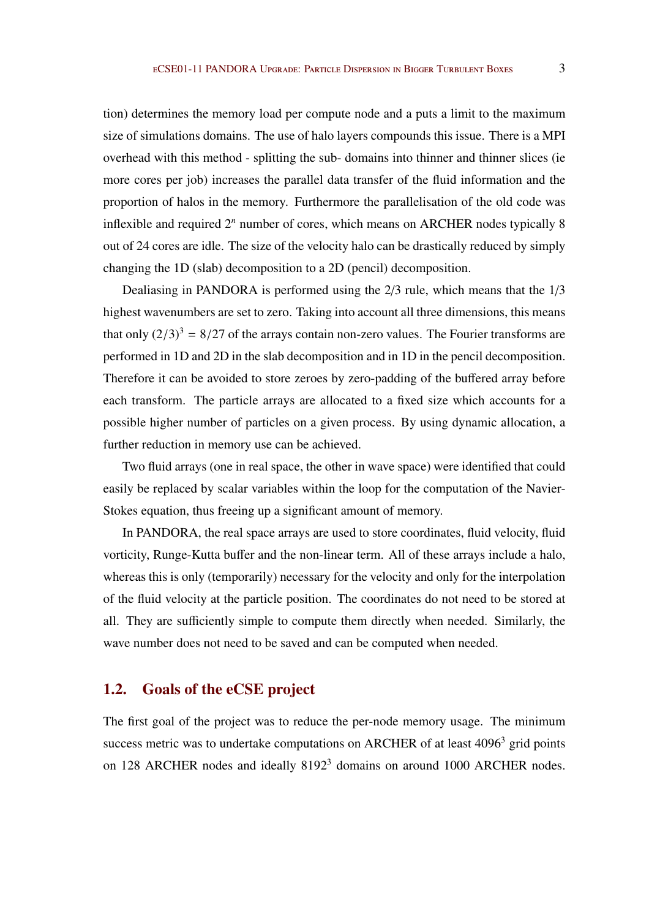tion) determines the memory load per compute node and a puts a limit to the maximum size of simulations domains. The use of halo layers compounds this issue. There is a MPI overhead with this method - splitting the sub- domains into thinner and thinner slices (ie more cores per job) increases the parallel data transfer of the fluid information and the proportion of halos in the memory. Furthermore the parallelisation of the old code was inflexible and required $2^n$ number of cores, which means on ARCHER nodes typically 8 out of 24 cores are idle. The size of the velocity halo can be drastically reduced by simply changing the 1D (slab) decomposition to a 2D (pencil) decomposition.

Dealiasing in PANDORA is performed using the 2/3 rule, which means that the 1/3 highest wavenumbers are set to zero. Taking into account all three dimensions, this means that only $(2/3)^3 = 8/27$ of the arrays contain non-zero values. The Fourier transforms are performed in 1D and 2D in the slab decomposition and in 1D in the pencil decomposition. Therefore it can be avoided to store zeroes by zero-padding of the buffered array before each transform. The particle arrays are allocated to a fixed size which accounts for a possible higher number of particles on a given process. By using dynamic allocation, a further reduction in memory use can be achieved.

Two fluid arrays (one in real space, the other in wave space) were identified that could easily be replaced by scalar variables within the loop for the computation of the Navier-Stokes equation, thus freeing up a significant amount of memory.

In PANDORA, the real space arrays are used to store coordinates, fluid velocity, fluid vorticity, Runge-Kutta buffer and the non-linear term. All of these arrays include a halo, whereas this is only (temporarily) necessary for the velocity and only for the interpolation of the fluid velocity at the particle position. The coordinates do not need to be stored at all. They are sufficiently simple to compute them directly when needed. Similarly, the wave number does not need to be saved and can be computed when needed.

## 1.2. Goals of the eCSE project

The first goal of the project was to reduce the per-node memory usage. The minimum success metric was to undertake computations on ARCHER of at least $4096^3$ grid points on 128 ARCHER nodes and ideally $8192^3$ domains on around 1000 ARCHER nodes.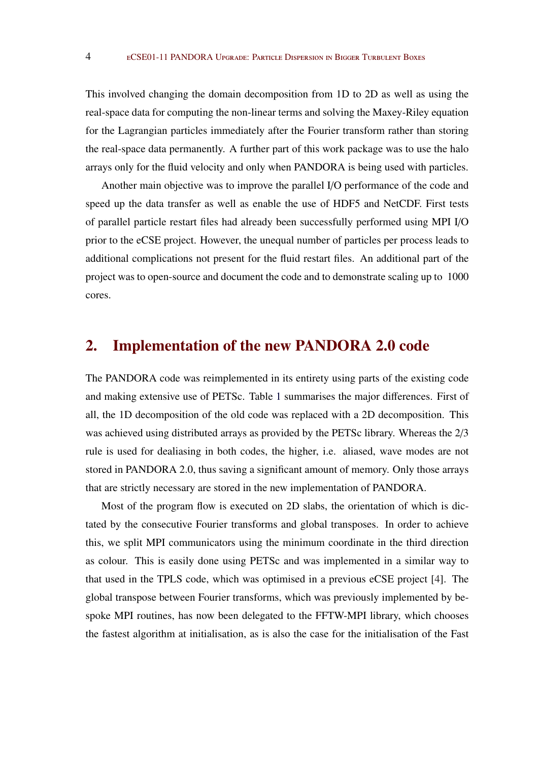This involved changing the domain decomposition from 1D to 2D as well as using the real-space data for computing the non-linear terms and solving the Maxey-Riley equation for the Lagrangian particles immediately after the Fourier transform rather than storing the real-space data permanently. A further part of this work package was to use the halo arrays only for the fluid velocity and only when PANDORA is being used with particles.

Another main objective was to improve the parallel I/O performance of the code and speed up the data transfer as well as enable the use of HDF5 and NetCDF. First tests of parallel particle restart files had already been successfully performed using MPI I/O prior to the eCSE project. However, the unequal number of particles per process leads to additional complications not present for the fluid restart files. An additional part of the project was to open-source and document the code and to demonstrate scaling up to 1000 cores.

## 2. Implementation of the new PANDORA 2.0 code

The PANDORA code was reimplemented in its entirety using parts of the existing code and making extensive use of PETSc. Table 1 summarises the major differences. First of all, the 1D decomposition of the old code was replaced with a 2D decomposition. This was achieved using distributed arrays as provided by the PETSc library. Whereas the 2/3 rule is used for dealiasing in both codes, the higher, i.e. aliased, wave modes are not stored in PANDORA 2.0, thus saving a significant amount of memory. Only those arrays that are strictly necessary are stored in the new implementation of PANDORA.

Most of the program flow is executed on 2D slabs, the orientation of which is dictated by the consecutive Fourier transforms and global transposes. In order to achieve this, we split MPI communicators using the minimum coordinate in the third direction as colour. This is easily done using PETSc and was implemented in a similar way to that used in the TPLS code, which was optimised in a previous eCSE project [4]. The global transpose between Fourier transforms, which was previously implemented by bespoke MPI routines, has now been delegated to the FFTW-MPI library, which chooses the fastest algorithm at initialisation, as is also the case for the initialisation of the Fast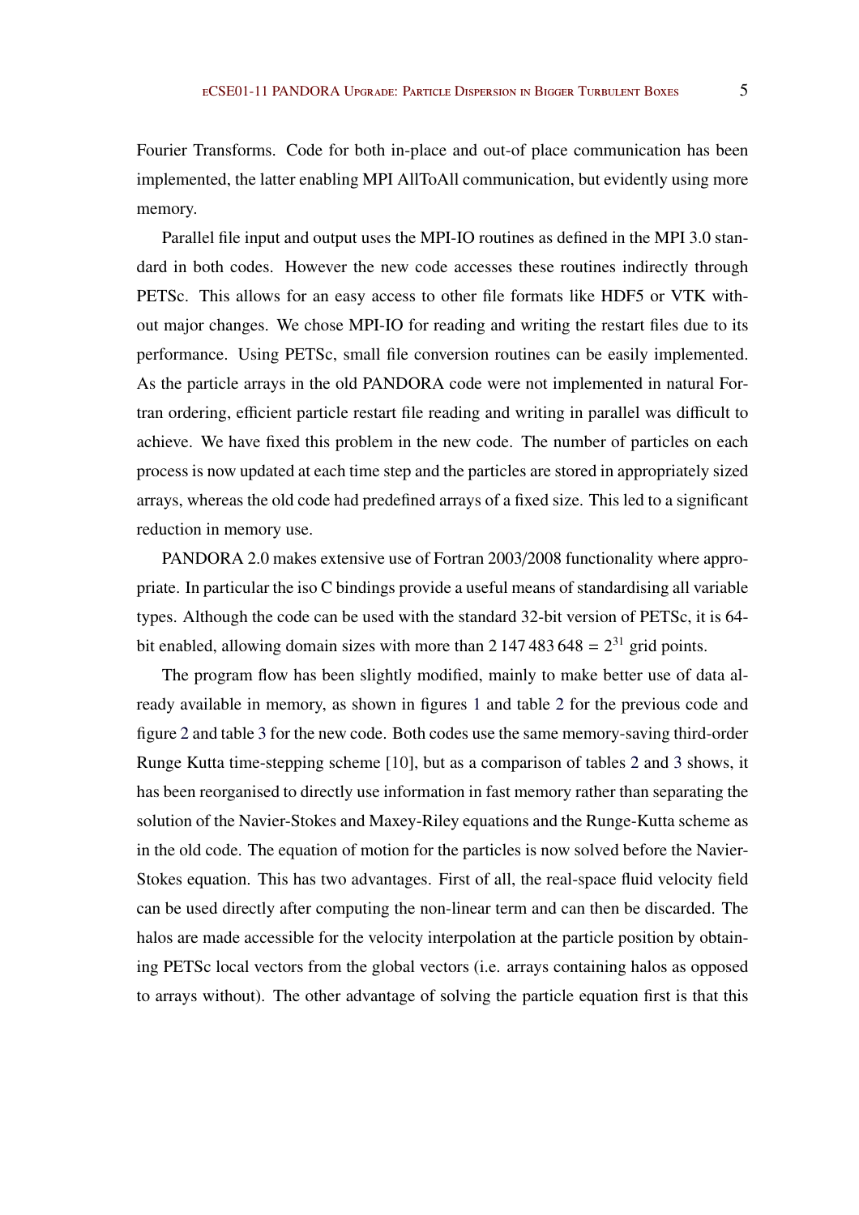Fourier Transforms. Code for both in-place and out-of place communication has been implemented, the latter enabling MPI AllToAll communication, but evidently using more memory.

Parallel file input and output uses the MPI-IO routines as defined in the MPI 3.0 standard in both codes. However the new code accesses these routines indirectly through PETSc. This allows for an easy access to other file formats like HDF5 or VTK without major changes. We chose MPI-IO for reading and writing the restart files due to its performance. Using PETSc, small file conversion routines can be easily implemented. As the particle arrays in the old PANDORA code were not implemented in natural Fortran ordering, efficient particle restart file reading and writing in parallel was difficult to achieve. We have fixed this problem in the new code. The number of particles on each process is now updated at each time step and the particles are stored in appropriately sized arrays, whereas the old code had predefined arrays of a fixed size. This led to a significant reduction in memory use.

PANDORA 2.0 makes extensive use of Fortran 2003/2008 functionality where appropriate. In particular the iso C bindings provide a useful means of standardising all variable types. Although the code can be used with the standard 32-bit version of PETSc, it is 64-bit enabled, allowing domain sizes with more than $2\,147\,483\,648 = 2^{31}$ grid points.

The program flow has been slightly modified, mainly to make better use of data already available in memory, as shown in figures 1 and table 2 for the previous code and figure 2 and table 3 for the new code. Both codes use the same memory-saving third-order Runge Kutta time-stepping scheme [10], but as a comparison of tables 2 and 3 shows, it has been reorganised to directly use information in fast memory rather than separating the solution of the Navier-Stokes and Maxey-Riley equations and the Runge-Kutta scheme as in the old code. The equation of motion for the particles is now solved before the Navier-Stokes equation. This has two advantages. First of all, the real-space fluid velocity field can be used directly after computing the non-linear term and can then be discarded. The halos are made accessible for the velocity interpolation at the particle position by obtaining PETSc local vectors from the global vectors (i.e. arrays containing halos as opposed to arrays without). The other advantage of solving the particle equation first is that this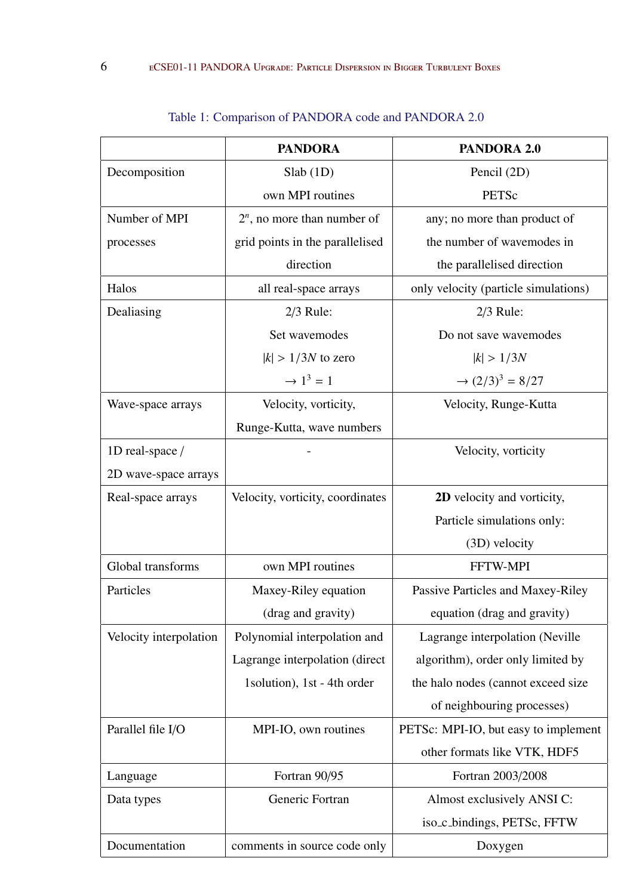Table 1: Comparison of PANDORA code and PANDORA 2.0

| | **PANDORA** | **PANDORA 2.0** |
|---|---|---|
| Decomposition | Slab (1D) own MPI routines | Pencil (2D) PETSc |
| Number of MPI processes | $2^n$, no more than number of grid points in the parallelised direction | any; no more than product of the number of wavemodes in the parallelised direction |
| Halos | all real-space arrays | only velocity (particle simulations) |
| Dealiasing | 2/3 Rule: Set wavemodes $\|k\| > 1/3N$ to zero $\rightarrow 1^3 = 1$ | 2/3 Rule: Do not save wavemodes $\|k\| > 1/3N$ $\rightarrow (2/3)^3 = 8/27$ |
| Wave-space arrays | Velocity, vorticity, Runge-Kutta, wave numbers | Velocity, Runge-Kutta |
| 1D real-space / 2D wave-space arrays | - | Velocity, vorticity |
| Real-space arrays | Velocity, vorticity, coordinates | **2D** velocity and vorticity, Particle simulations only: (3D) velocity |
| Global transforms | own MPI routines | FFTW-MPI |
| Particles | Maxey-Riley equation (drag and gravity) | Passive Particles and Maxey-Riley equation (drag and gravity) |
| Velocity interpolation | Polynomial interpolation and Lagrange interpolation (direct 1solution), 1st - 4th order | Lagrange interpolation (Neville algorithm), order only limited by the halo nodes (cannot exceed size of neighbouring processes) |
| Parallel file I/O | MPI-IO, own routines | PETSc: MPI-IO, but easy to implement other formats like VTK, HDF5 |
| Language | Fortran 90/95 | Fortran 2003/2008 |
| Data types | Generic Fortran | Almost exclusively ANSI C: iso_c_bindings, PETSc, FFTW |
| Documentation | comments in source code only | Doxygen |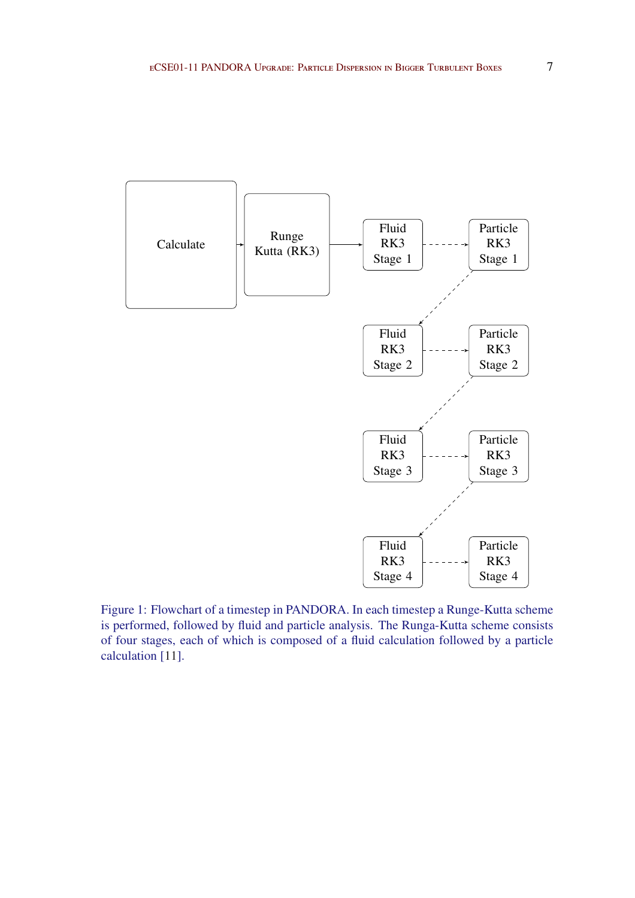Calculate

Runge Kutta (RK3)

Fluid RK3 Stage 1

Particle RK3 Stage 1

Fluid RK3 Stage 2

Particle RK3 Stage 2

Fluid RK3 Stage 3

Particle RK3 Stage 3

Fluid RK3 Stage 4

Particle RK3 Stage 4

Figure 1: Flowchart of a timestep in PANDORA. In each timestep a Runge-Kutta scheme is performed, followed by fluid and particle analysis. The Runga-Kutta scheme consists of four stages, each of which is composed of a fluid calculation followed by a particle calculation [11].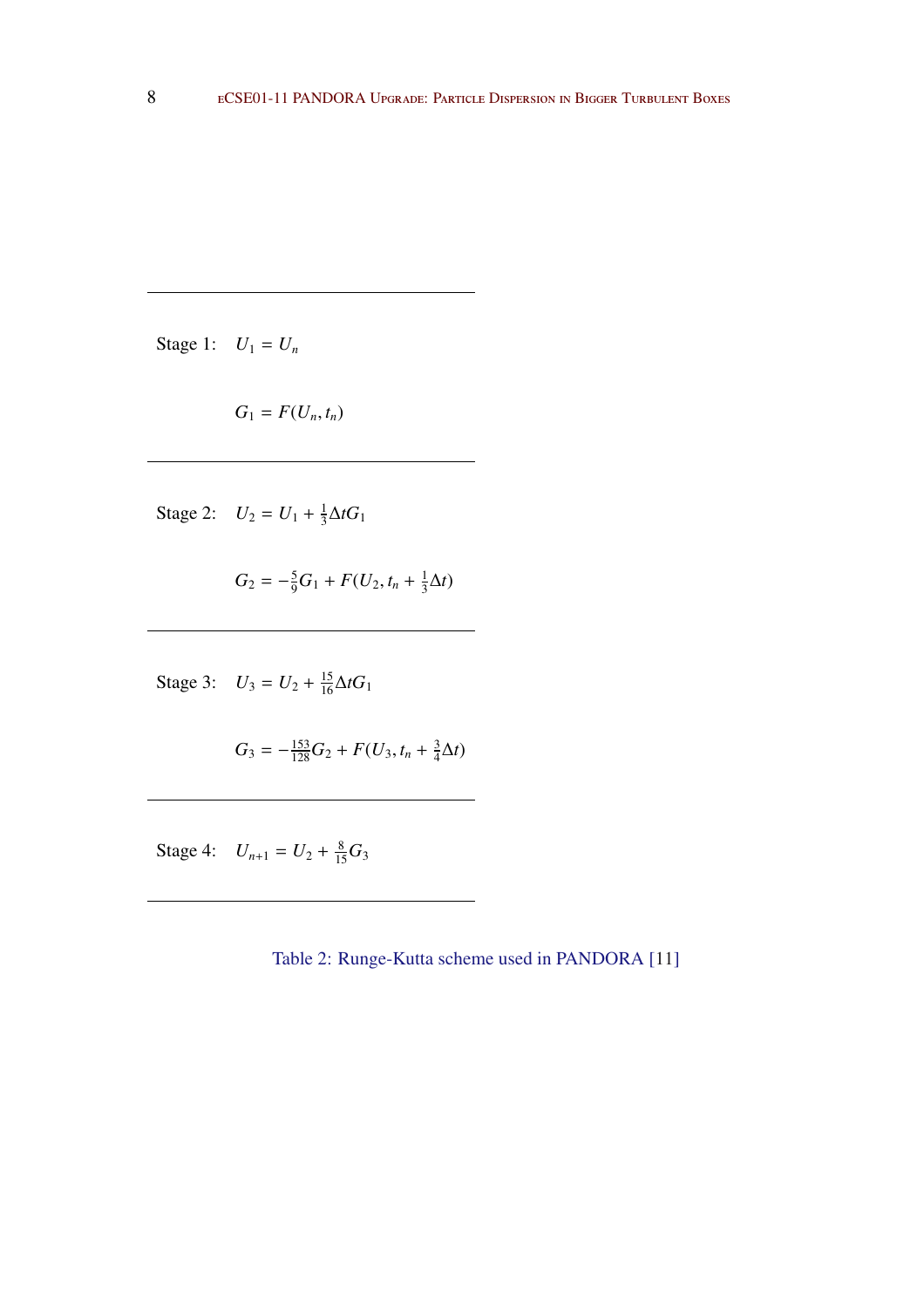| | |
|---|---|
| Stage 1: | $U_1 = U_n$ |
| | $G_1 = F(U_n, t_n)$ |
| Stage 2: | $U_2 = U_1 + \frac{1}{3}\Delta t G_1$ |
| | $G_2 = -\frac{5}{9}G_1 + F(U_2, t_n + \frac{1}{3}\Delta t)$ |
| Stage 3: | $U_3 = U_2 + \frac{15}{16}\Delta t G_1$ |
| | $G_3 = -\frac{153}{128}G_2 + F(U_3, t_n + \frac{3}{4}\Delta t)$ |
| Stage 4: | $U_{n+1} = U_2 + \frac{8}{15}G_3$ |

Table 2: Runge-Kutta scheme used in PANDORA [11]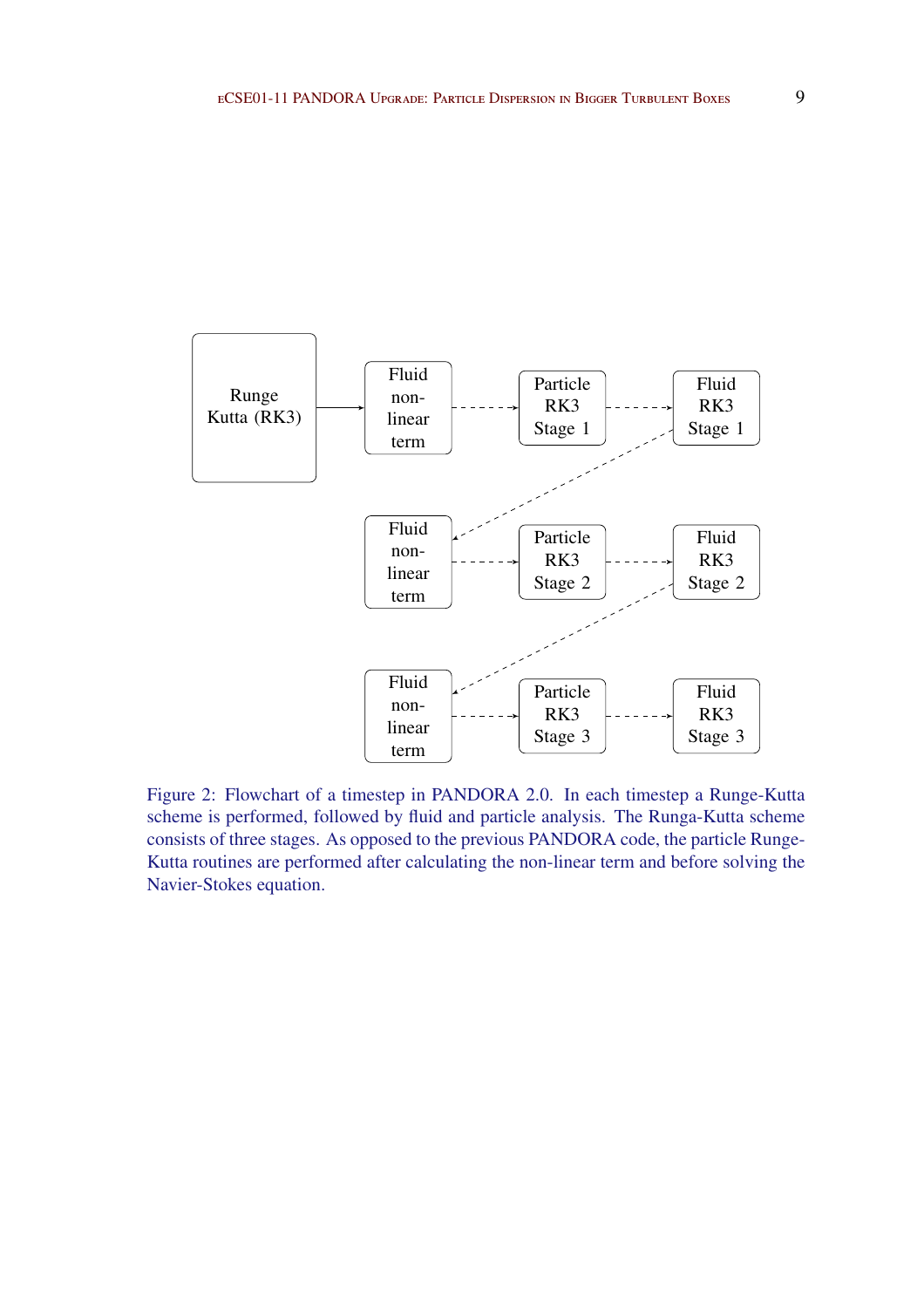Figure 2: Flowchart of a timestep in PANDORA 2.0. In each timestep a Runge-Kutta scheme is performed, followed by fluid and particle analysis. The Runga-Kutta scheme consists of three stages. As opposed to the previous PANDORA code, the particle Runge-Kutta routines are performed after calculating the non-linear term and before solving the Navier-Stokes equation.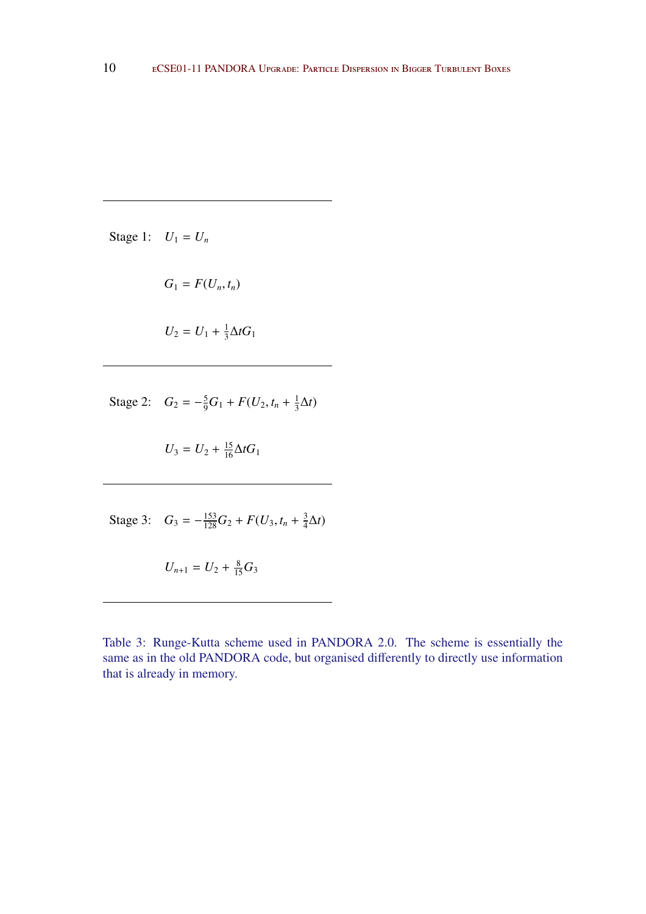| | |
|---|---|
| Stage 1: | $U_1 = U_n$ |
| | $G_1 = F(U_n, t_n)$ |
| | $U_2 = U_1 + \frac{1}{3}\Delta t G_1$ |
| Stage 2: | $G_2 = -\frac{5}{9}G_1 + F(U_2, t_n + \frac{1}{3}\Delta t)$ |
| | $U_3 = U_2 + \frac{15}{16}\Delta t G_1$ |
| Stage 3: | $G_3 = -\frac{153}{128}G_2 + F(U_3, t_n + \frac{3}{4}\Delta t)$ |
| | $U_{n+1} = U_2 + \frac{8}{15}G_3$ |

Table 3: Runge-Kutta scheme used in PANDORA 2.0. The scheme is essentially the same as in the old PANDORA code, but organised differently to directly use information that is already in memory.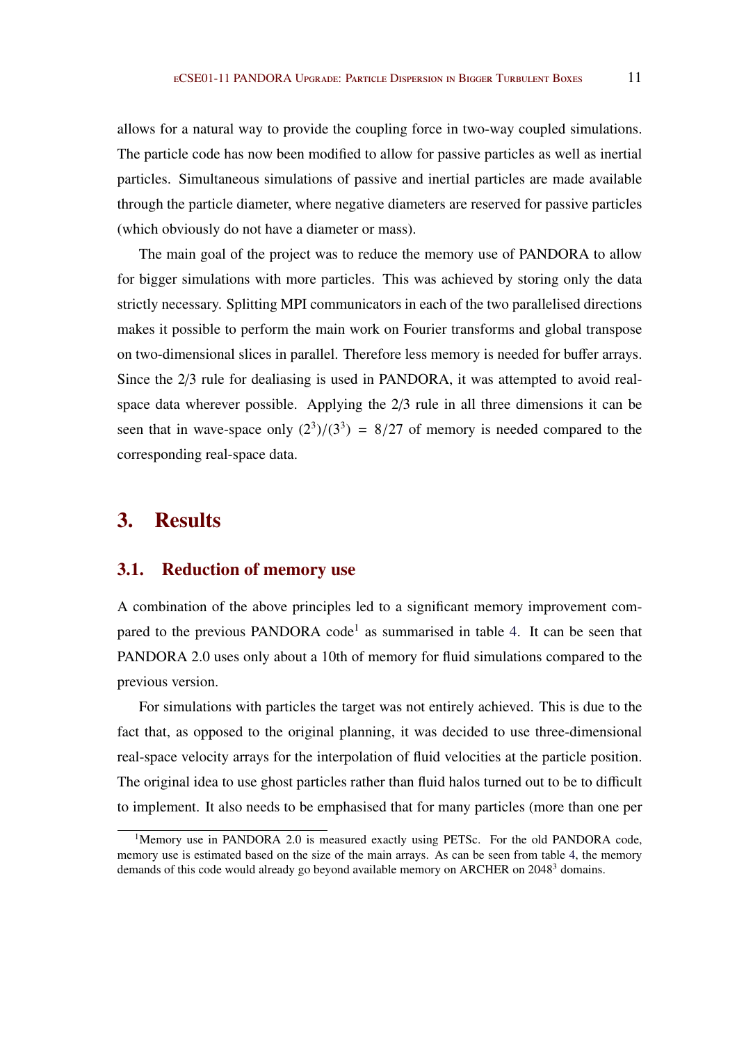allows for a natural way to provide the coupling force in two-way coupled simulations. The particle code has now been modified to allow for passive particles as well as inertial particles. Simultaneous simulations of passive and inertial particles are made available through the particle diameter, where negative diameters are reserved for passive particles (which obviously do not have a diameter or mass).

The main goal of the project was to reduce the memory use of PANDORA to allow for bigger simulations with more particles. This was achieved by storing only the data strictly necessary. Splitting MPI communicators in each of the two parallelised directions makes it possible to perform the main work on Fourier transforms and global transpose on two-dimensional slices in parallel. Therefore less memory is needed for buffer arrays. Since the 2/3 rule for dealiasing is used in PANDORA, it was attempted to avoid real-space data wherever possible. Applying the 2/3 rule in all three dimensions it can be seen that in wave-space only $(2^3)/(3^3) = 8/27$ of memory is needed compared to the corresponding real-space data.

# 3. Results

## 3.1. Reduction of memory use

A combination of the above principles led to a significant memory improvement compared to the previous PANDORA code[1] as summarised in table 4. It can be seen that PANDORA 2.0 uses only about a 10th of memory for fluid simulations compared to the previous version.

For simulations with particles the target was not entirely achieved. This is due to the fact that, as opposed to the original planning, it was decided to use three-dimensional real-space velocity arrays for the interpolation of fluid velocities at the particle position. The original idea to use ghost particles rather than fluid halos turned out to be to difficult to implement. It also needs to be emphasised that for many particles (more than one per

[1] Memory use in PANDORA 2.0 is measured exactly using PETSc. For the old PANDORA code, memory use is estimated based on the size of the main arrays. As can be seen from table 4, the memory demands of this code would already go beyond available memory on ARCHER on $2048^3$ domains.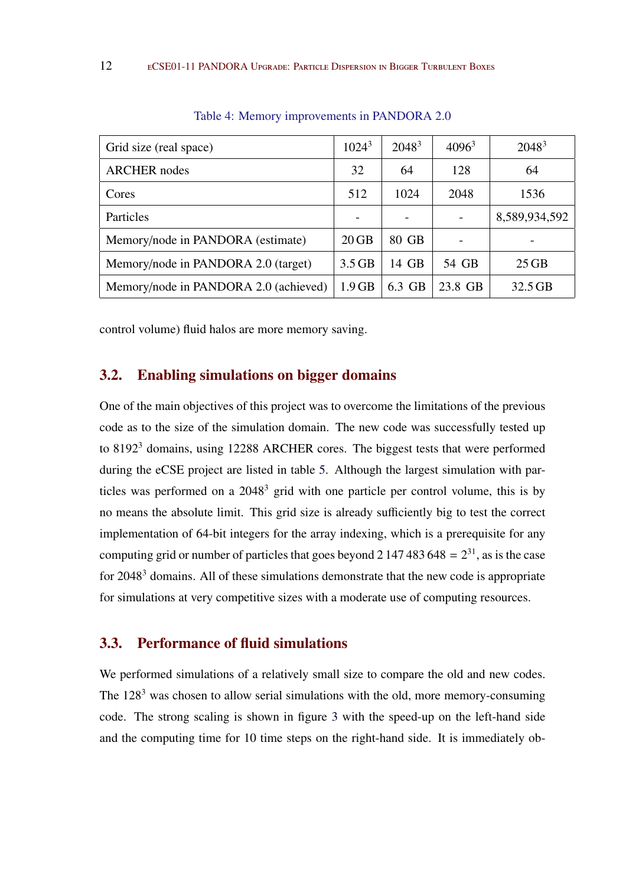Table 4: Memory improvements in PANDORA 2.0

| Grid size (real space) | $1024^3$ | $2048^3$ | $4096^3$ | $2048^3$ |
|---|---|---|---|---|
| ARCHER nodes | 32 | 64 | 128 | 64 |
| Cores | 512 | 1024 | 2048 | 1536 |
| Particles | - | - | - | 8,589,934,592 |
| Memory/node in PANDORA (estimate) | 20 GB | 80 GB | - | - |
| Memory/node in PANDORA 2.0 (target) | 3.5 GB | 14 GB | 54 GB | 25 GB |
| Memory/node in PANDORA 2.0 (achieved) | 1.9 GB | 6.3 GB | 23.8 GB | 32.5 GB |

control volume) fluid halos are more memory saving.

## 3.2. Enabling simulations on bigger domains

One of the main objectives of this project was to overcome the limitations of the previous code as to the size of the simulation domain. The new code was successfully tested up to $8192^3$ domains, using 12288 ARCHER cores. The biggest tests that were performed during the eCSE project are listed in table 5. Although the largest simulation with particles was performed on a $2048^3$ grid with one particle per control volume, this is by no means the absolute limit. This grid size is already sufficiently big to test the correct implementation of 64-bit integers for the array indexing, which is a prerequisite for any computing grid or number of particles that goes beyond $2\,147\,483\,648 = 2^{31}$, as is the case for $2048^3$ domains. All of these simulations demonstrate that the new code is appropriate for simulations at very competitive sizes with a moderate use of computing resources.

## 3.3. Performance of fluid simulations

We performed simulations of a relatively small size to compare the old and new codes. The $128^3$ was chosen to allow serial simulations with the old, more memory-consuming code. The strong scaling is shown in figure 3 with the speed-up on the left-hand side and the computing time for 10 time steps on the right-hand side. It is immediately ob-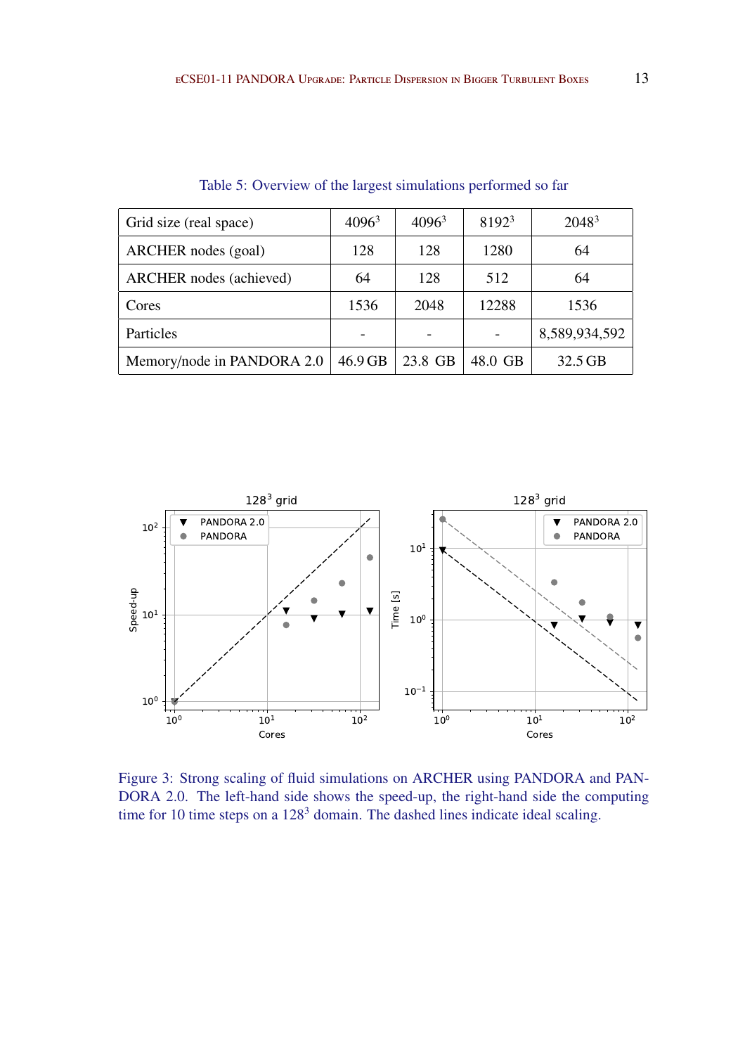Table 5: Overview of the largest simulations performed so far

| Grid size (real space) | $4096^3$ | $4096^3$ | $8192^3$ | $2048^3$ |
|---|---|---|---|---|
| ARCHER nodes (goal) | 128 | 128 | 1280 | 64 |
| ARCHER nodes (achieved) | 64 | 128 | 512 | 64 |
| Cores | 1536 | 2048 | 12288 | 1536 |
| Particles | - | - | - | 8,589,934,592 |
| Memory/node in PANDORA 2.0 | 46.9 GB | 23.8 GB | 48.0 GB | 32.5 GB |

Figure 3: Strong scaling of fluid simulations on ARCHER using PANDORA and PANDORA 2.0. The left-hand side shows the speed-up, the right-hand side the computing time for 10 time steps on a $128^3$ domain. The dashed lines indicate ideal scaling.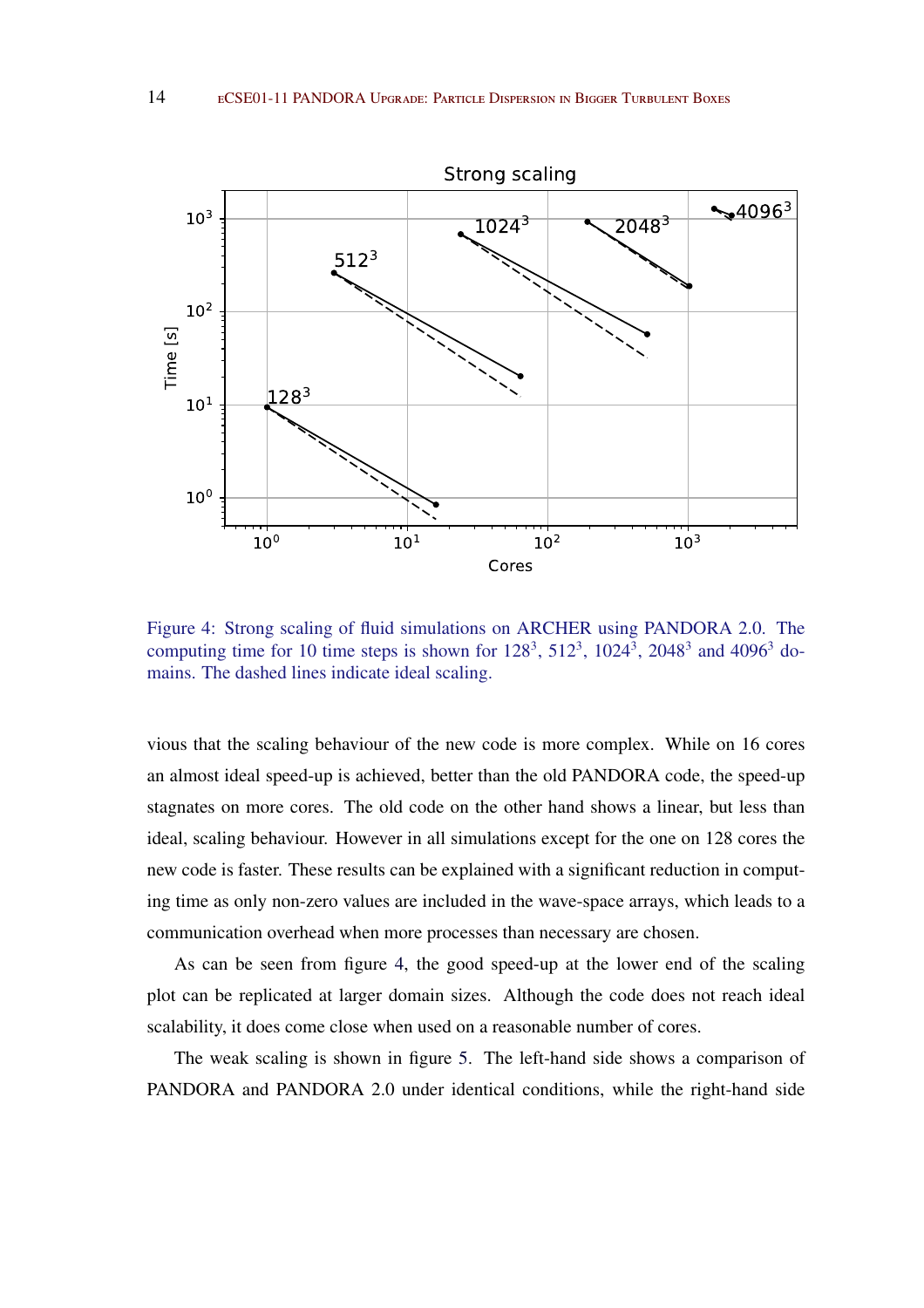Figure 4: Strong scaling of fluid simulations on ARCHER using PANDORA 2.0. The computing time for 10 time steps is shown for $128^3$, $512^3$, $1024^3$, $2048^3$ and $4096^3$ domains. The dashed lines indicate ideal scaling.

vious that the scaling behaviour of the new code is more complex. While on 16 cores an almost ideal speed-up is achieved, better than the old PANDORA code, the speed-up stagnates on more cores. The old code on the other hand shows a linear, but less than ideal, scaling behaviour. However in all simulations except for the one on 128 cores the new code is faster. These results can be explained with a significant reduction in computing time as only non-zero values are included in the wave-space arrays, which leads to a communication overhead when more processes than necessary are chosen.

As can be seen from figure 4, the good speed-up at the lower end of the scaling plot can be replicated at larger domain sizes. Although the code does not reach ideal scalability, it does come close when used on a reasonable number of cores.

The weak scaling is shown in figure 5. The left-hand side shows a comparison of PANDORA and PANDORA 2.0 under identical conditions, while the right-hand side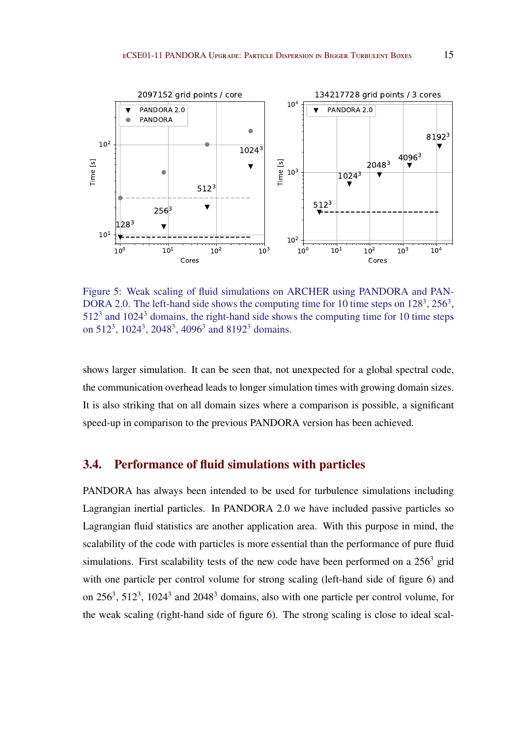Figure 5: Weak scaling of fluid simulations on ARCHER using PANDORA and PANDORA 2.0. The left-hand side shows the computing time for 10 time steps on $128^3$, $256^3$, $512^3$ and $1024^3$ domains, the right-hand side shows the computing time for 10 time steps on $512^3$, $1024^3$, $2048^3$, $4096^3$ and $8192^3$ domains.

shows larger simulation. It can be seen that, not unexpected for a global spectral code, the communication overhead leads to longer simulation times with growing domain sizes. It is also striking that on all domain sizes where a comparison is possible, a significant speed-up in comparison to the previous PANDORA version has been achieved.

## 3.4. Performance of fluid simulations with particles

PANDORA has always been intended to be used for turbulence simulations including Lagrangian inertial particles. In PANDORA 2.0 we have included passive particles so Lagrangian fluid statistics are another application area. With this purpose in mind, the scalability of the code with particles is more essential than the performance of pure fluid simulations. First scalability tests of the new code have been performed on a $256^3$ grid with one particle per control volume for strong scaling (left-hand side of figure 6) and on $256^3$, $512^3$, $1024^3$ and $2048^3$ domains, also with one particle per control volume, for the weak scaling (right-hand side of figure 6). The strong scaling is close to ideal scal-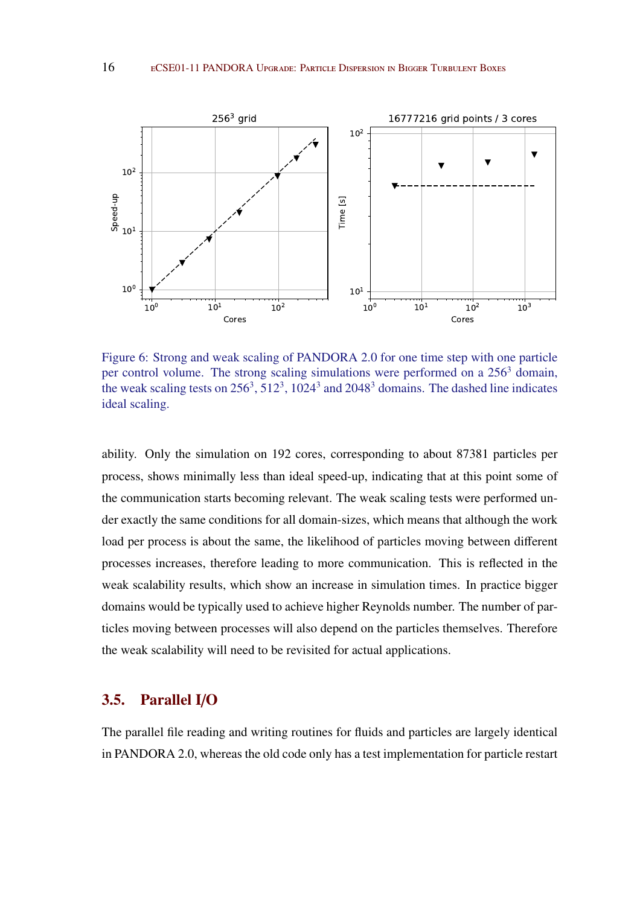Figure 6: Strong and weak scaling of PANDORA 2.0 for one time step with one particle per control volume. The strong scaling simulations were performed on a $256^3$ domain, the weak scaling tests on $256^3$, $512^3$, $1024^3$ and $2048^3$ domains. The dashed line indicates ideal scaling.

ability. Only the simulation on 192 cores, corresponding to about 87381 particles per process, shows minimally less than ideal speed-up, indicating that at this point some of the communication starts becoming relevant. The weak scaling tests were performed under exactly the same conditions for all domain-sizes, which means that although the work load per process is about the same, the likelihood of particles moving between different processes increases, therefore leading to more communication. This is reflected in the weak scalability results, which show an increase in simulation times. In practice bigger domains would be typically used to achieve higher Reynolds number. The number of particles moving between processes will also depend on the particles themselves. Therefore the weak scalability will need to be revisited for actual applications.

## 3.5. Parallel I/O

The parallel file reading and writing routines for fluids and particles are largely identical in PANDORA 2.0, whereas the old code only has a test implementation for particle restart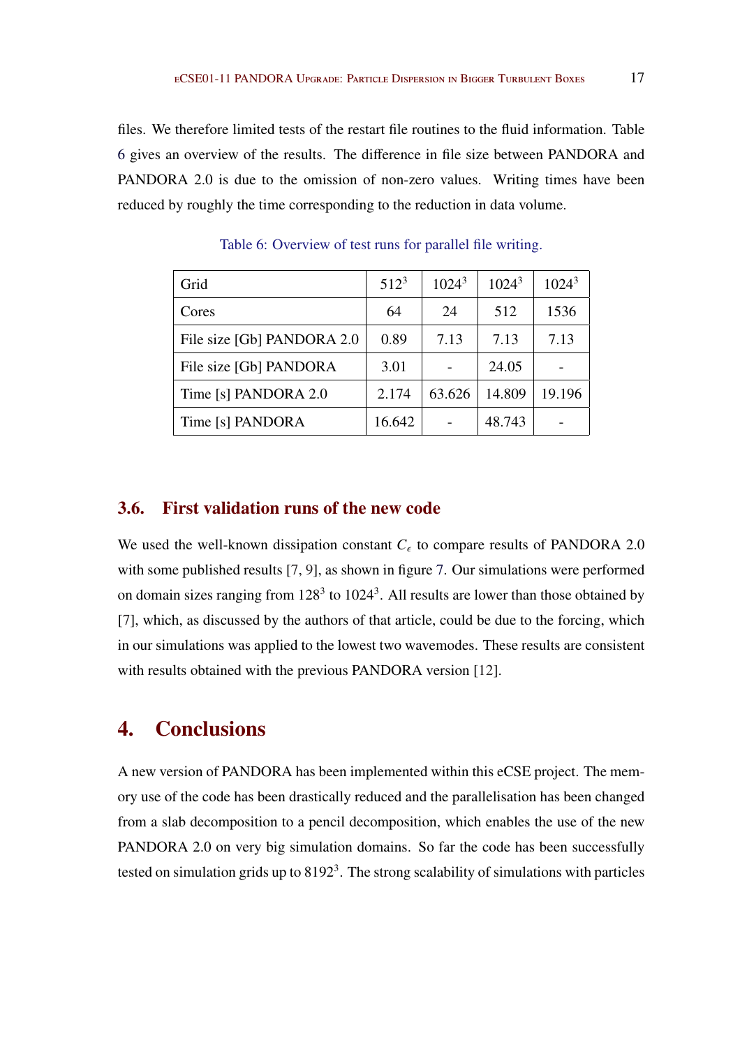files. We therefore limited tests of the restart file routines to the fluid information. Table 6 gives an overview of the results. The difference in file size between PANDORA and PANDORA 2.0 is due to the omission of non-zero values. Writing times have been reduced by roughly the time corresponding to the reduction in data volume.

Table 6: Overview of test runs for parallel file writing.

| Grid | $512^3$ | $1024^3$ | $1024^3$ | $1024^3$ |
|---|---|---|---|---|
| Cores | 64 | 24 | 512 | 1536 |
| File size [Gb] PANDORA 2.0 | 0.89 | 7.13 | 7.13 | 7.13 |
| File size [Gb] PANDORA | 3.01 | - | 24.05 | - |
| Time [s] PANDORA 2.0 | 2.174 | 63.626 | 14.809 | 19.196 |
| Time [s] PANDORA | 16.642 | - | 48.743 | - |

### 3.6. First validation runs of the new code

We used the well-known dissipation constant $C_\epsilon$ to compare results of PANDORA 2.0 with some published results [7, 9], as shown in figure 7. Our simulations were performed on domain sizes ranging from $128^3$ to $1024^3$. All results are lower than those obtained by [7], which, as discussed by the authors of that article, could be due to the forcing, which in our simulations was applied to the lowest two wavemodes. These results are consistent with results obtained with the previous PANDORA version [12].

## 4. Conclusions

A new version of PANDORA has been implemented within this eCSE project. The memory use of the code has been drastically reduced and the parallelisation has been changed from a slab decomposition to a pencil decomposition, which enables the use of the new PANDORA 2.0 on very big simulation domains. So far the code has been successfully tested on simulation grids up to $8192^3$. The strong scalability of simulations with particles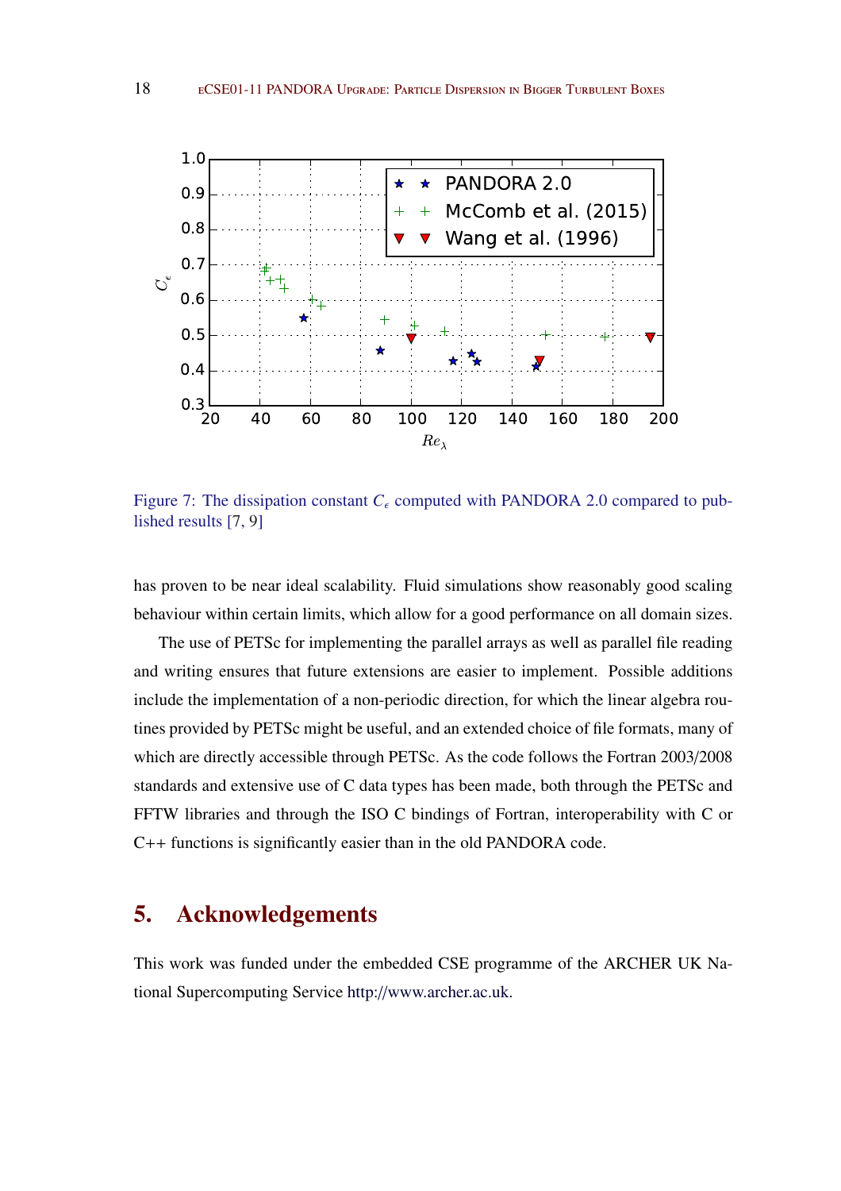Figure 7: The dissipation constant $C_\epsilon$ computed with PANDORA 2.0 compared to published results [7, 9]

has proven to be near ideal scalability. Fluid simulations show reasonably good scaling behaviour within certain limits, which allow for a good performance on all domain sizes.

The use of PETSc for implementing the parallel arrays as well as parallel file reading and writing ensures that future extensions are easier to implement. Possible additions include the implementation of a non-periodic direction, for which the linear algebra routines provided by PETSc might be useful, and an extended choice of file formats, many of which are directly accessible through PETSc. As the code follows the Fortran 2003/2008 standards and extensive use of C data types has been made, both through the PETSc and FFTW libraries and through the ISO C bindings of Fortran, interoperability with C or C++ functions is significantly easier than in the old PANDORA code.

## 5. Acknowledgements

This work was funded under the embedded CSE programme of the ARCHER UK National Supercomputing Service http://www.archer.ac.uk.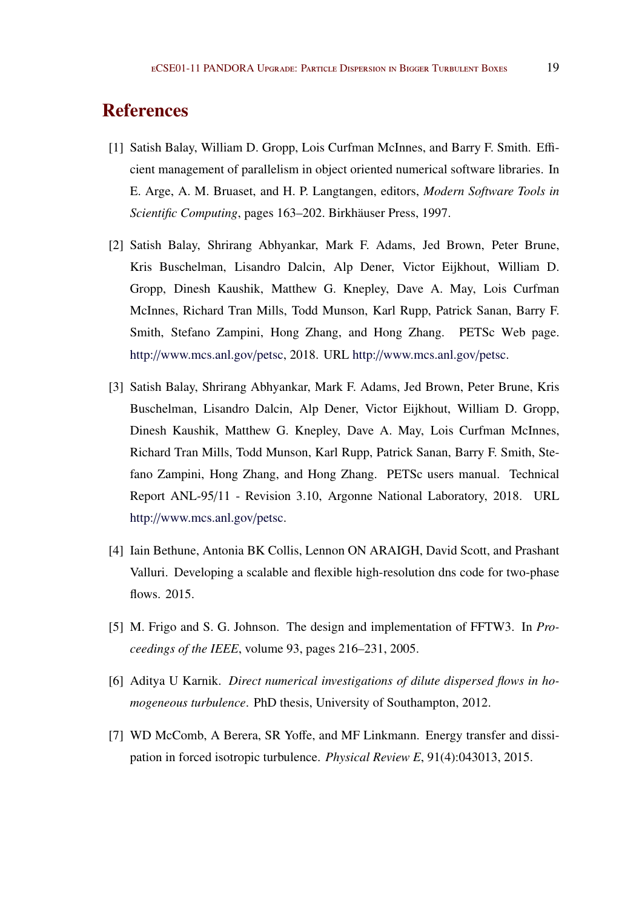# References

[1] Satish Balay, William D. Gropp, Lois Curfman McInnes, and Barry F. Smith. Efficient management of parallelism in object oriented numerical software libraries. In E. Arge, A. M. Bruaset, and H. P. Langtangen, editors, *Modern Software Tools in Scientific Computing*, pages 163–202. Birkhäuser Press, 1997.

[2] Satish Balay, Shrirang Abhyankar, Mark F. Adams, Jed Brown, Peter Brune, Kris Buschelman, Lisandro Dalcin, Alp Dener, Victor Eijkhout, William D. Gropp, Dinesh Kaushik, Matthew G. Knepley, Dave A. May, Lois Curfman McInnes, Richard Tran Mills, Todd Munson, Karl Rupp, Patrick Sanan, Barry F. Smith, Stefano Zampini, Hong Zhang, and Hong Zhang. PETSc Web page. http://www.mcs.anl.gov/petsc, 2018. URL http://www.mcs.anl.gov/petsc.

[3] Satish Balay, Shrirang Abhyankar, Mark F. Adams, Jed Brown, Peter Brune, Kris Buschelman, Lisandro Dalcin, Alp Dener, Victor Eijkhout, William D. Gropp, Dinesh Kaushik, Matthew G. Knepley, Dave A. May, Lois Curfman McInnes, Richard Tran Mills, Todd Munson, Karl Rupp, Patrick Sanan, Barry F. Smith, Stefano Zampini, Hong Zhang, and Hong Zhang. PETSc users manual. Technical Report ANL-95/11 - Revision 3.10, Argonne National Laboratory, 2018. URL http://www.mcs.anl.gov/petsc.

[4] Iain Bethune, Antonia BK Collis, Lennon ON ARAIGH, David Scott, and Prashant Valluri. Developing a scalable and flexible high-resolution dns code for two-phase flows. 2015.

[5] M. Frigo and S. G. Johnson. The design and implementation of FFTW3. In *Proceedings of the IEEE*, volume 93, pages 216–231, 2005.

[6] Aditya U Karnik. *Direct numerical investigations of dilute dispersed flows in homogeneous turbulence*. PhD thesis, University of Southampton, 2012.

[7] WD McComb, A Berera, SR Yoffe, and MF Linkmann. Energy transfer and dissipation in forced isotropic turbulence. *Physical Review E*, 91(4):043013, 2015.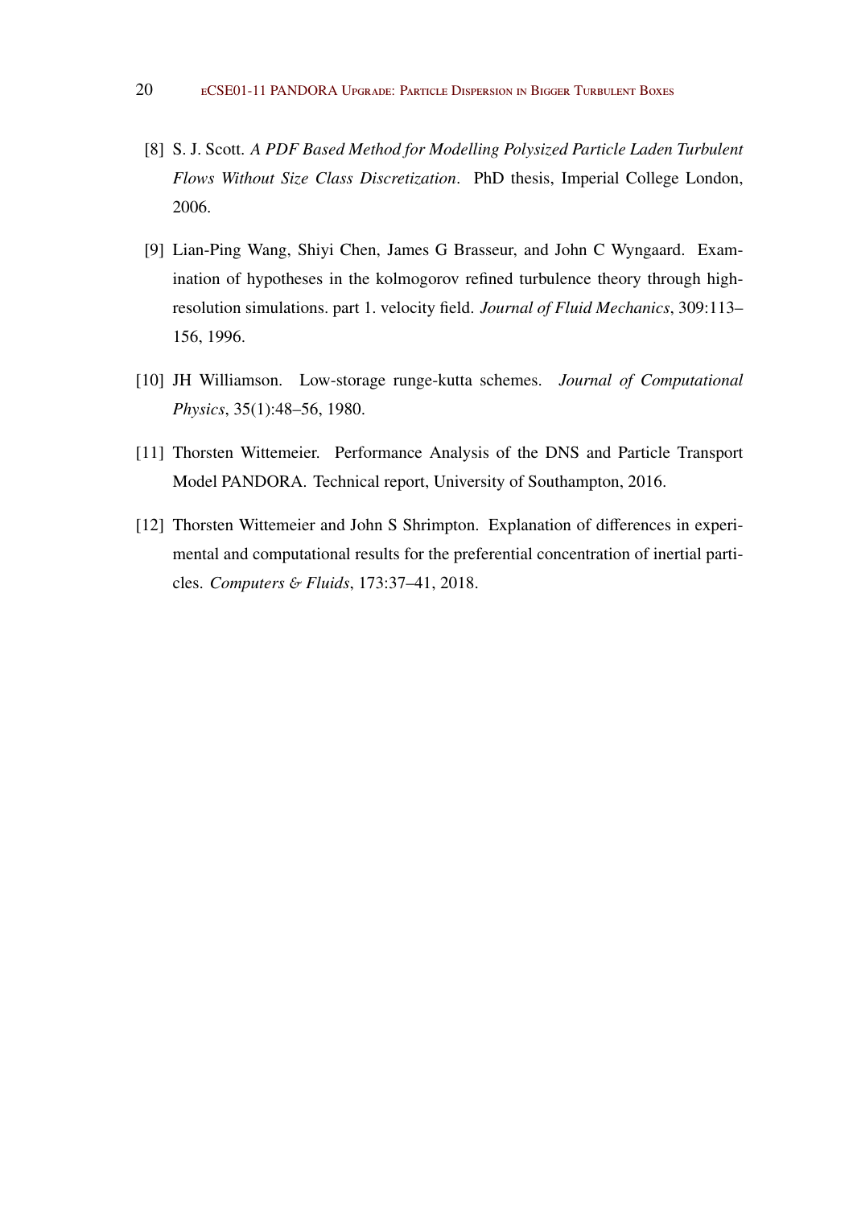[8] S. J. Scott. *A PDF Based Method for Modelling Polysized Particle Laden Turbulent Flows Without Size Class Discretization*. PhD thesis, Imperial College London, 2006.

[9] Lian-Ping Wang, Shiyi Chen, James G Brasseur, and John C Wyngaard. Examination of hypotheses in the kolmogorov refined turbulence theory through high-resolution simulations. part 1. velocity field. *Journal of Fluid Mechanics*, 309:113–156, 1996.

[10] JH Williamson. Low-storage runge-kutta schemes. *Journal of Computational Physics*, 35(1):48–56, 1980.

[11] Thorsten Wittemeier. Performance Analysis of the DNS and Particle Transport Model PANDORA. Technical report, University of Southampton, 2016.

[12] Thorsten Wittemeier and John S Shrimpton. Explanation of differences in experimental and computational results for the preferential concentration of inertial particles. *Computers & Fluids*, 173:37–41, 2018.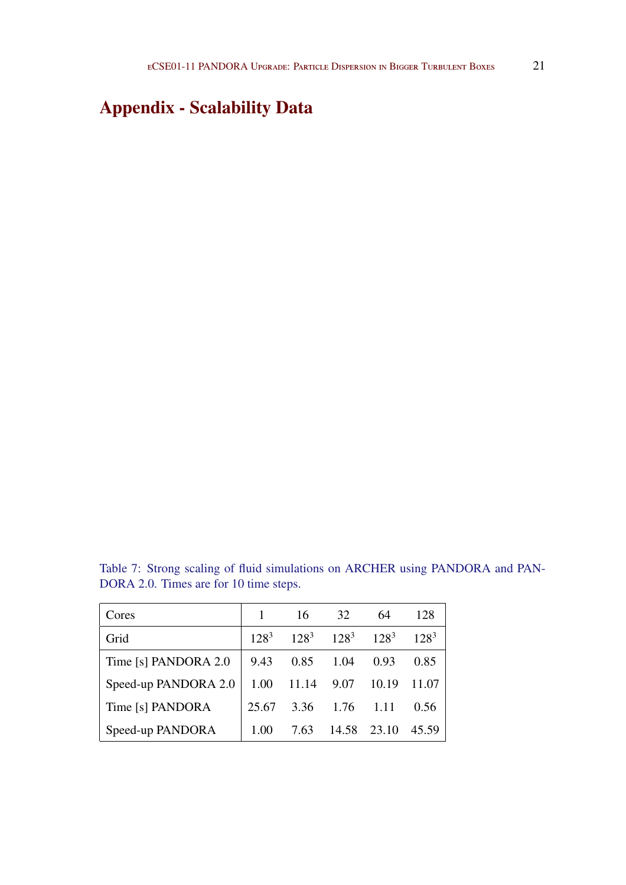# Appendix - Scalability Data

Table 7: Strong scaling of fluid simulations on ARCHER using PANDORA and PANDORA 2.0. Times are for 10 time steps.

| Cores | 1 | 16 | 32 | 64 | 128 |
|---|---|---|---|---|---|
| Grid | $128^3$ | $128^3$ | $128^3$ | $128^3$ | $128^3$ |
| Time [s] PANDORA 2.0 | 9.43 | 0.85 | 1.04 | 0.93 | 0.85 |
| Speed-up PANDORA 2.0 | 1.00 | 11.14 | 9.07 | 10.19 | 11.07 |
| Time [s] PANDORA | 25.67 | 3.36 | 1.76 | 1.11 | 0.56 |
| Speed-up PANDORA | 1.00 | 7.63 | 14.58 | 23.10 | 45.59 |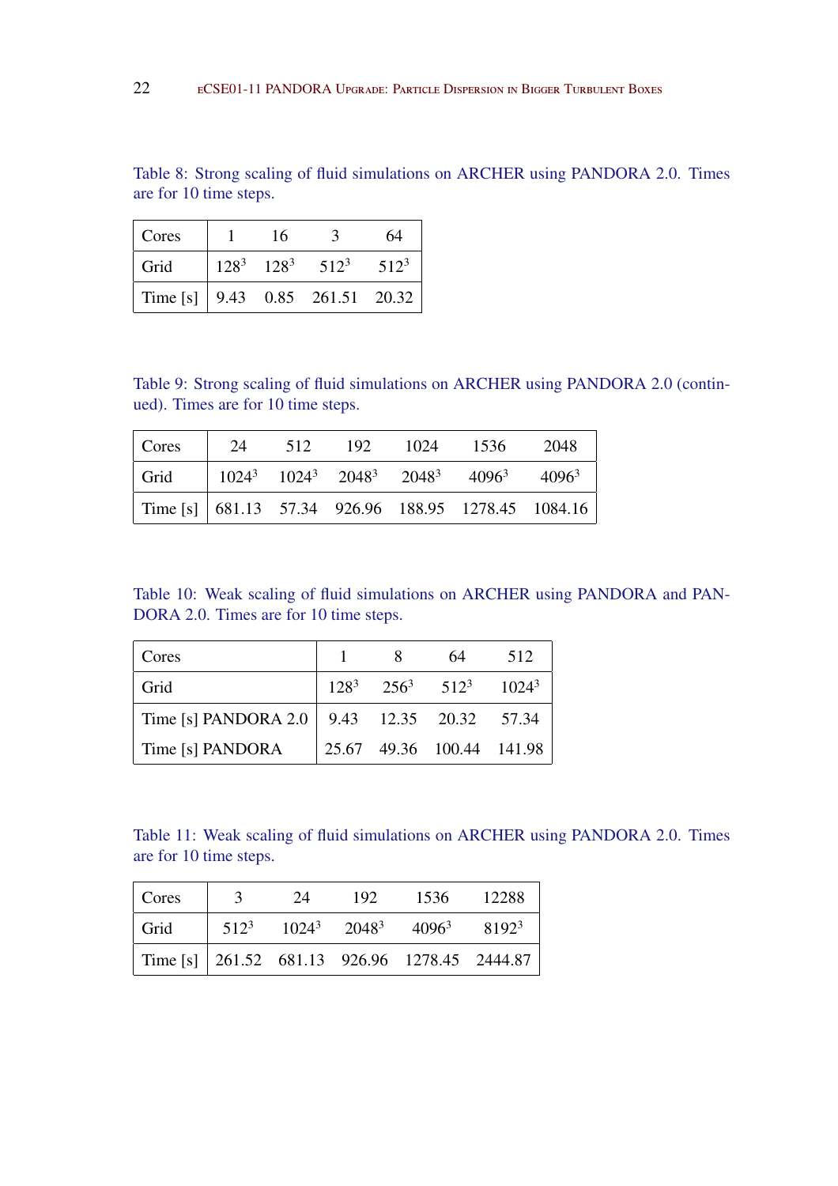Table 8: Strong scaling of fluid simulations on ARCHER using PANDORA 2.0. Times are for 10 time steps.

| Cores | 1 | 16 | 3 | 64 |
|---|---|---|---|---|
| Grid | $128^3$ | $128^3$ | $512^3$ | $512^3$ |
| Time [s] | 9.43 | 0.85 | 261.51 | 20.32 |

Table 9: Strong scaling of fluid simulations on ARCHER using PANDORA 2.0 (continued). Times are for 10 time steps.

| Cores | 24 | 512 | 192 | 1024 | 1536 | 2048 |
|---|---|---|---|---|---|---|
| Grid | $1024^3$ | $1024^3$ | $2048^3$ | $2048^3$ | $4096^3$ | $4096^3$ |
| Time [s] | 681.13 | 57.34 | 926.96 | 188.95 | 1278.45 | 1084.16 |

Table 10: Weak scaling of fluid simulations on ARCHER using PANDORA and PANDORA 2.0. Times are for 10 time steps.

| Cores | 1 | 8 | 64 | 512 |
|---|---|---|---|---|
| Grid | $128^3$ | $256^3$ | $512^3$ | $1024^3$ |
| Time [s] PANDORA 2.0 | 9.43 | 12.35 | 20.32 | 57.34 |
| Time [s] PANDORA | 25.67 | 49.36 | 100.44 | 141.98 |

Table 11: Weak scaling of fluid simulations on ARCHER using PANDORA 2.0. Times are for 10 time steps.

| Cores | 3 | 24 | 192 | 1536 | 12288 |
|---|---|---|---|---|---|
| Grid | $512^3$ | $1024^3$ | $2048^3$ | $4096^3$ | $8192^3$ |
| Time [s] | 261.52 | 681.13 | 926.96 | 1278.45 | 2444.87 |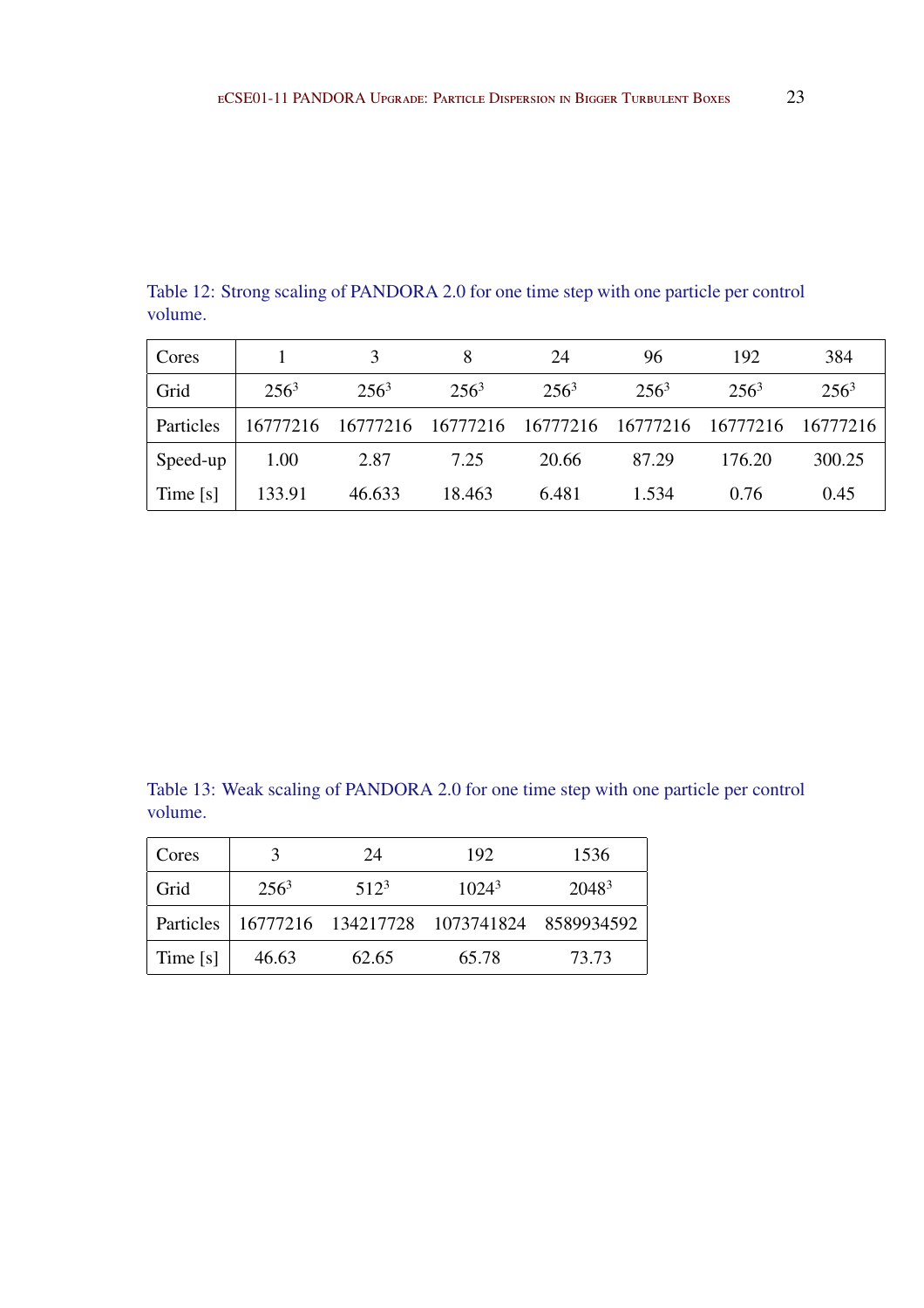Table 12: Strong scaling of PANDORA 2.0 for one time step with one particle per control volume.

| Cores | 1 | 3 | 8 | 24 | 96 | 192 | 384 |
|---|---|---|---|---|---|---|---|
| Grid | $256^3$ | $256^3$ | $256^3$ | $256^3$ | $256^3$ | $256^3$ | $256^3$ |
| Particles | 16777216 | 16777216 | 16777216 | 16777216 | 16777216 | 16777216 | 16777216 |
| Speed-up | 1.00 | 2.87 | 7.25 | 20.66 | 87.29 | 176.20 | 300.25 |
| Time [s] | 133.91 | 46.633 | 18.463 | 6.481 | 1.534 | 0.76 | 0.45 |

Table 13: Weak scaling of PANDORA 2.0 for one time step with one particle per control volume.

| Cores | 3 | 24 | 192 | 1536 |
|---|---|---|---|---|
| Grid | $256^3$ | $512^3$ | $1024^3$ | $2048^3$ |
| Particles | 16777216 | 134217728 | 1073741824 | 8589934592 |
| Time [s] | 46.63 | 62.65 | 65.78 | 73.73 |